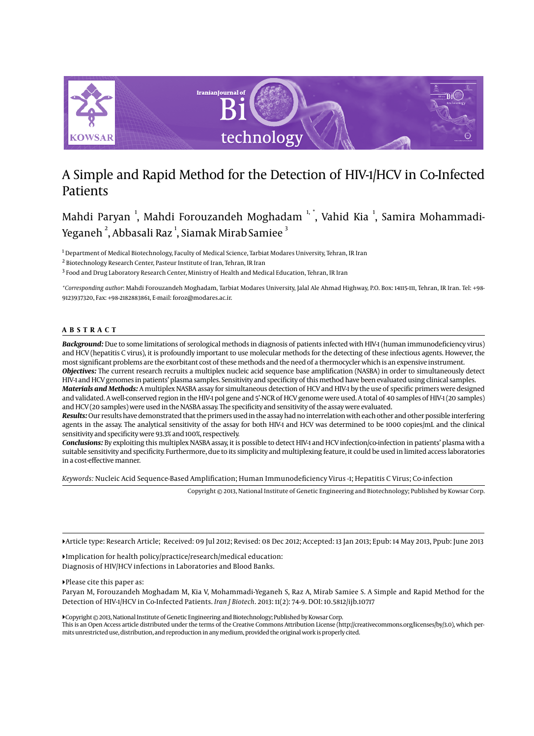# A Simple and Rapid Method for the Detection of HIV-1/HCV in Co-Infected Patients

Mahdi Paryan [1], Mahdi Forouzandeh Moghadam [1,*], Vahid Kia [1], Samira Mohammadi-Yeganeh [2], Abbasali Raz [1], Siamak Mirab Samiee [3]

[1] Department of Medical Biotechnology, Faculty of Medical Science, Tarbiat Modares University, Tehran, IR Iran

[2] Biotechnology Research Center, Pasteur Institute of Iran, Tehran, IR Iran

[3] Food and Drug Laboratory Research Center, Ministry of Health and Medical Education, Tehran, IR Iran

*Corresponding author*: Mahdi Forouzandeh Moghadam, Tarbiat Modares University, Jalal Ale Ahmad Highway, P.O. Box: 14115-111, Tehran, IR Iran. Tel: +98-9123937320, Fax: +98-2182883861, E-mail: foroz@modares.ac.ir.

## ABSTRACT

***Background:*** Due to some limitations of serological methods in diagnosis of patients infected with HIV-1 (human immunodeficiency virus) and HCV (hepatitis C virus), it is profoundly important to use molecular methods for the detecting of these infectious agents. However, the most significant problems are the exorbitant cost of these methods and the need of a thermocycler which is an expensive instrument.

***Objectives:*** The current research recruits a multiplex nucleic acid sequence base amplification (NASBA) in order to simultaneously detect HIV-1 and HCV genomes in patients' plasma samples. Sensitivity and specificity of this method have been evaluated using clinical samples.

***Materials and Methods:*** A multiplex NASBA assay for simultaneous detection of HCV and HIV-1 by the use of specific primers were designed and validated. A well-conserved region in the HIV-1 pol gene and 5'-NCR of HCV genome were used. A total of 40 samples of HIV-1 (20 samples) and HCV (20 samples) were used in the NASBA assay. The specificity and sensitivity of the assay were evaluated.

***Results:*** Our results have demonstrated that the primers used in the assay had no interrelation with each other and other possible interfering agents in the assay. The analytical sensitivity of the assay for both HIV-1 and HCV was determined to be 1000 copies/mL and the clinical sensitivity and specificity were 93.3% and 100%, respectively.

***Conclusions:*** By exploiting this multiplex NASBA assay, it is possible to detect HIV-1 and HCV infection/co-infection in patients' plasma with a suitable sensitivity and specificity. Furthermore, due to its simplicity and multiplexing feature, it could be used in limited access laboratories in a cost-effective manner.

*Keywords:* Nucleic Acid Sequence-Based Amplification; Human Immunodeficiency Virus -1; Hepatitis C Virus; Co-infection

Copyright © 2013, National Institute of Genetic Engineering and Biotechnology; Published by Kowsar Corp.

▸Article type: Research Article; Received: 09 Jul 2012; Revised: 08 Dec 2012; Accepted: 13 Jan 2013; Epub: 14 May 2013, Ppub: June 2013

▸Implication for health policy/practice/research/medical education:
Diagnosis of HIV/HCV infections in Laboratories and Blood Banks.

▸Please cite this paper as:
Paryan M, Forouzandeh Moghadam M, Kia V, Mohammadi-Yeganeh S, Raz A, Mirab Samiee S. A Simple and Rapid Method for the Detection of HIV-1/HCV in Co-Infected Patients. *Iran J Biotech*. 2013: 11(2): 74-9. DOI: 10.5812/ijb.10717

▸Copyright © 2013, National Institute of Genetic Engineering and Biotechnology; Published by Kowsar Corp.
This is an Open Access article distributed under the terms of the Creative Commons Attribution License (http://creativecommons.org/licenses/by/3.0), which permits unrestricted use, distribution, and reproduction in any medium, provided the original work is properly cited.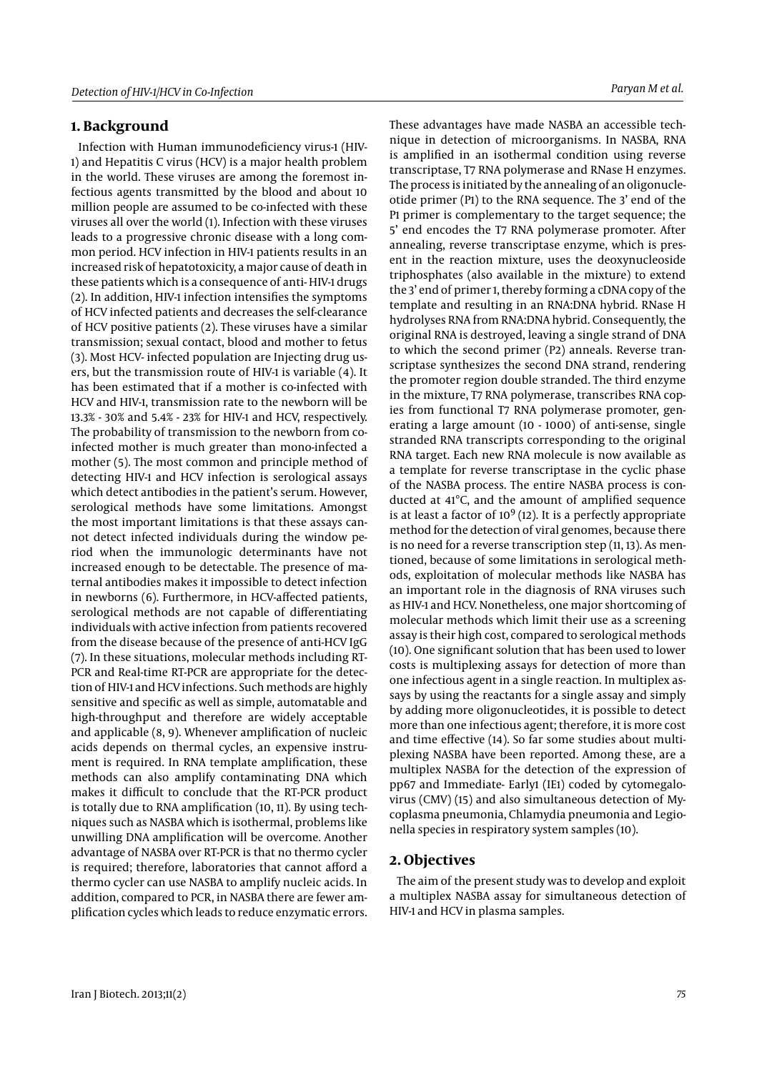## 1. Background

Infection with Human immunodeficiency virus-1 (HIV-1) and Hepatitis C virus (HCV) is a major health problem in the world. These viruses are among the foremost infectious agents transmitted by the blood and about 10 million people are assumed to be co-infected with these viruses all over the world (1). Infection with these viruses leads to a progressive chronic disease with a long common period. HCV infection in HIV-1 patients results in an increased risk of hepatotoxicity, a major cause of death in these patients which is a consequence of anti- HIV-1 drugs (2). In addition, HIV-1 infection intensifies the symptoms of HCV infected patients and decreases the self-clearance of HCV positive patients (2). These viruses have a similar transmission; sexual contact, blood and mother to fetus (3). Most HCV- infected population are Injecting drug users, but the transmission route of HIV-1 is variable (4). It has been estimated that if a mother is co-infected with HCV and HIV-1, transmission rate to the newborn will be 13.3% - 30% and 5.4% - 23% for HIV-1 and HCV, respectively. The probability of transmission to the newborn from co-infected mother is much greater than mono-infected a mother (5). The most common and principle method of detecting HIV-1 and HCV infection is serological assays which detect antibodies in the patient's serum. However, serological methods have some limitations. Amongst the most important limitations is that these assays cannot detect infected individuals during the window period when the immunologic determinants have not increased enough to be detectable. The presence of maternal antibodies makes it impossible to detect infection in newborns (6). Furthermore, in HCV-affected patients, serological methods are not capable of differentiating individuals with active infection from patients recovered from the disease because of the presence of anti-HCV IgG (7). In these situations, molecular methods including RT-PCR and Real-time RT-PCR are appropriate for the detection of HIV-1 and HCV infections. Such methods are highly sensitive and specific as well as simple, automatable and high-throughput and therefore are widely acceptable and applicable (8, 9). Whenever amplification of nucleic acids depends on thermal cycles, an expensive instrument is required. In RNA template amplification, these methods can also amplify contaminating DNA which makes it difficult to conclude that the RT-PCR product is totally due to RNA amplification (10, 11). By using techniques such as NASBA which is isothermal, problems like unwilling DNA amplification will be overcome. Another advantage of NASBA over RT-PCR is that no thermo cycler is required; therefore, laboratories that cannot afford a thermo cycler can use NASBA to amplify nucleic acids. In addition, compared to PCR, in NASBA there are fewer amplification cycles which leads to reduce enzymatic errors. These advantages have made NASBA an accessible technique in detection of microorganisms. In NASBA, RNA is amplified in an isothermal condition using reverse transcriptase, T7 RNA polymerase and RNase H enzymes. The process is initiated by the annealing of an oligonucleotide primer (P1) to the RNA sequence. The 3' end of the P1 primer is complementary to the target sequence; the 5' end encodes the T7 RNA polymerase promoter. After annealing, reverse transcriptase enzyme, which is present in the reaction mixture, uses the deoxynucleoside triphosphates (also available in the mixture) to extend the 3' end of primer 1, thereby forming a cDNA copy of the template and resulting in an RNA:DNA hybrid. RNase H hydrolyses RNA from RNA:DNA hybrid. Consequently, the original RNA is destroyed, leaving a single strand of DNA to which the second primer (P2) anneals. Reverse transcriptase synthesizes the second DNA strand, rendering the promoter region double stranded. The third enzyme in the mixture, T7 RNA polymerase, transcribes RNA copies from functional T7 RNA polymerase promoter, generating a large amount (10 - 1000) of anti-sense, single stranded RNA transcripts corresponding to the original RNA target. Each new RNA molecule is now available as a template for reverse transcriptase in the cyclic phase of the NASBA process. The entire NASBA process is conducted at 41°C, and the amount of amplified sequence is at least a factor of $10^9$ (12). It is a perfectly appropriate method for the detection of viral genomes, because there is no need for a reverse transcription step (11, 13). As mentioned, because of some limitations in serological methods, exploitation of molecular methods like NASBA has an important role in the diagnosis of RNA viruses such as HIV-1 and HCV. Nonetheless, one major shortcoming of molecular methods which limit their use as a screening assay is their high cost, compared to serological methods (10). One significant solution that has been used to lower costs is multiplexing assays for detection of more than one infectious agent in a single reaction. In multiplex assays by using the reactants for a single assay and simply by adding more oligonucleotides, it is possible to detect more than one infectious agent; therefore, it is more cost and time effective (14). So far some studies about multiplexing NASBA have been reported. Among these, are a multiplex NASBA for the detection of the expression of pp67 and Immediate- Early1 (IE1) coded by cytomegalovirus (CMV) (15) and also simultaneous detection of Mycoplasma pneumonia, Chlamydia pneumonia and Legionella species in respiratory system samples (10).

## 2. Objectives

The aim of the present study was to develop and exploit a multiplex NASBA assay for simultaneous detection of HIV-1 and HCV in plasma samples.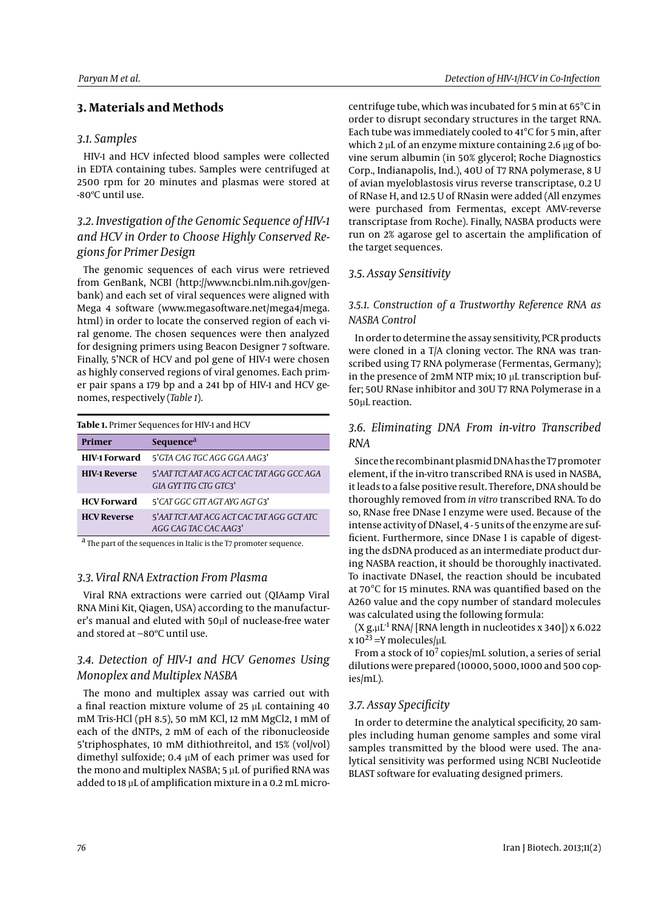## 3. Materials and Methods

### 3.1. Samples

HIV-1 and HCV infected blood samples were collected in EDTA containing tubes. Samples were centrifuged at 2500 rpm for 20 minutes and plasmas were stored at -80ºC until use.

### 3.2. Investigation of the Genomic Sequence of HIV-1 and HCV in Order to Choose Highly Conserved Regions for Primer Design

The genomic sequences of each virus were retrieved from GenBank, NCBI (http://www.ncbi.nlm.nih.gov/genbank) and each set of viral sequences were aligned with Mega 4 software (www.megasoftware.net/mega4/mega.html) in order to locate the conserved region of each viral genome. The chosen sequences were then analyzed for designing primers using Beacon Designer 7 software. Finally, 5'NCR of HCV and pol gene of HIV-1 were chosen as highly conserved regions of viral genomes. Each primer pair spans a 179 bp and a 241 bp of HIV-1 and HCV genomes, respectively (*Table 1*).

**Table 1.** Primer Sequences for HIV-1 and HCV

| Primer | Sequence[a] |
|---|---|
| **HIV-1 Forward** | 5'*GTA CAG TGC AGG GGA AAG*3' |
| **HIV-1 Reverse** | 5'*AAT TCT AAT ACG ACT CAC TAT AGG GCC AGA* *GIA GYT TTG CTG GTC*3' |
| **HCV Forward** | 5'*CAT GGC GTT AGT AYG AGT G*3' |
| **HCV Reverse** | 5'*AAT TCT AAT ACG ACT CAC TAT AGG GCT ATC* *AGG CAG TAC CAC AAG*3' |

[a] The part of the sequences in Italic is the T7 promoter sequence.

### 3.3. Viral RNA Extraction From Plasma

Viral RNA extractions were carried out (QIAamp Viral RNA Mini Kit, Qiagen, USA) according to the manufacturer's manual and eluted with 50µl of nuclease-free water and stored at −80ºC until use.

### 3.4. Detection of HIV-1 and HCV Genomes Using Monoplex and Multiplex NASBA

The mono and multiplex assay was carried out with a final reaction mixture volume of 25 µL containing 40 mM Tris-HCl (pH 8.5), 50 mM KCl, 12 mM $MgCl_2$, 1 mM of each of the dNTPs, 2 mM of each of the ribonucleoside 5'triphosphates, 10 mM dithiothreitol, and 15% (vol/vol) dimethyl sulfoxide; 0.4 µM of each primer was used for the mono and multiplex NASBA; 5 µL of purified RNA was added to 18 µL of amplification mixture in a 0.2 mL microcentrifuge tube, which was incubated for 5 min at 65°C in order to disrupt secondary structures in the target RNA. Each tube was immediately cooled to 41°C for 5 min, after which 2 µL of an enzyme mixture containing 2.6 µg of bovine serum albumin (in 50% glycerol; Roche Diagnostics Corp., Indianapolis, Ind.), 40U of T7 RNA polymerase, 8 U of avian myeloblastosis virus reverse transcriptase, 0.2 U of RNase H, and 12.5 U of RNasin were added (All enzymes were purchased from Fermentas, except AMV-reverse transcriptase from Roche). Finally, NASBA products were run on 2% agarose gel to ascertain the amplification of the target sequences.

### 3.5. Assay Sensitivity

#### 3.5.1. Construction of a Trustworthy Reference RNA as NASBA Control

In order to determine the assay sensitivity, PCR products were cloned in a T/A cloning vector. The RNA was transcribed using T7 RNA polymerase (Fermentas, Germany); in the presence of 2mM NTP mix; 10 µL transcription buffer; 50U RNase inhibitor and 30U T7 RNA Polymerase in a 50µL reaction.

### 3.6. Eliminating DNA From in-vitro Transcribed RNA

Since the recombinant plasmid DNA has the T7 promoter element, if the in-vitro transcribed RNA is used in NASBA, it leads to a false positive result. Therefore, DNA should be thoroughly removed from *in vitro* transcribed RNA. To do so, RNase free DNase I enzyme were used. Because of the intense activity of DNaseI, 4 - 5 units of the enzyme are sufficient. Furthermore, since DNase I is capable of digesting the dsDNA produced as an intermediate product during NASBA reaction, it should be thoroughly inactivated. To inactivate DNaseI, the reaction should be incubated at 70°C for 15 minutes. RNA was quantified based on the A260 value and the copy number of standard molecules was calculated using the following formula:

$(X\ g.\mu L^{-1}\ RNA/\ [RNA\ length\ in\ nucleotides \times 340]) \times 6.022 \times 10^{23} = Y\ molecules/\mu L$

From a stock of $10^7$ copies/mL solution, a series of serial dilutions were prepared (10000, 5000, 1000 and 500 copies/mL).

### 3.7. Assay Specificity

In order to determine the analytical specificity, 20 samples including human genome samples and some viral samples transmitted by the blood were used. The analytical sensitivity was performed using NCBI Nucleotide BLAST software for evaluating designed primers.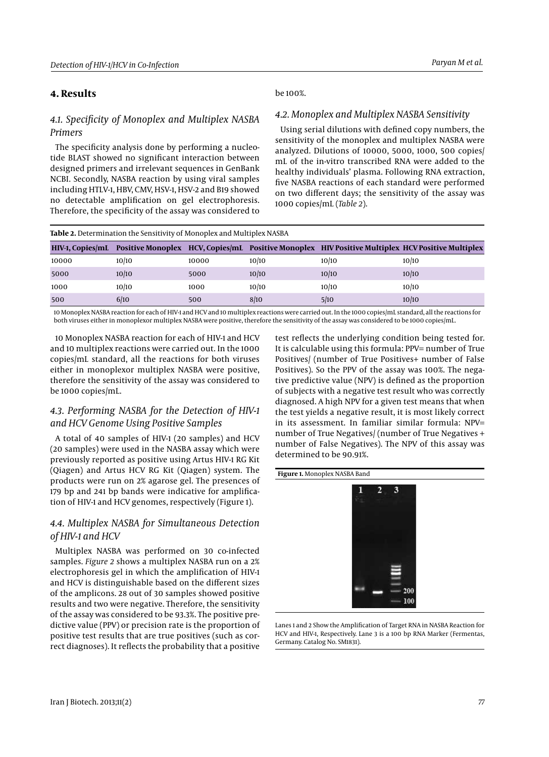## 4. Results

### 4.1. Specificity of Monoplex and Multiplex NASBA Primers

The specificity analysis done by performing a nucleotide BLAST showed no significant interaction between designed primers and irrelevant sequences in GenBank NCBI. Secondly, NASBA reaction by using viral samples including HTLV-1, HBV, CMV, HSV-1, HSV-2 and B19 showed no detectable amplification on gel electrophoresis. Therefore, the specificity of the assay was considered to be 100%.

### 4.2. Monoplex and Multiplex NASBA Sensitivity

Using serial dilutions with defined copy numbers, the sensitivity of the monoplex and multiplex NASBA were analyzed. Dilutions of 10000, 5000, 1000, 500 copies/mL of the in-vitro transcribed RNA were added to the healthy individuals' plasma. Following RNA extraction, five NASBA reactions of each standard were performed on two different days; the sensitivity of the assay was 1000 copies/mL (*Table 2*).

**Table 2.** Determination the Sensitivity of Monoplex and Multiplex NASBA

| HIV-1, Copies/mL | Positive Monoplex | HCV, Copies/mL | Positive Monoplex | HIV Positive Multiplex | HCV Positive Multiplex |
|---|---|---|---|---|---|
| 10000 | 10/10 | 10000 | 10/10 | 10/10 | 10/10 |
| 5000 | 10/10 | 5000 | 10/10 | 10/10 | 10/10 |
| 1000 | 10/10 | 1000 | 10/10 | 10/10 | 10/10 |
| 500 | 6/10 | 500 | 8/10 | 5/10 | 10/10 |

10 Monoplex NASBA reaction for each of HIV-1 and HCV and 10 multiplex reactions were carried out. In the 1000 copies/mL standard, all the reactions for both viruses either in monoplexor multiplex NASBA were positive, therefore the sensitivity of the assay was considered to be 1000 copies/mL.

10 Monoplex NASBA reaction for each of HIV-1 and HCV and 10 multiplex reactions were carried out. In the 1000 copies/mL standard, all the reactions for both viruses either in monoplexor multiplex NASBA were positive, therefore the sensitivity of the assay was considered to be 1000 copies/mL.

### 4.3. Performing NASBA for the Detection of HIV-1 and HCV Genome Using Positive Samples

A total of 40 samples of HIV-1 (20 samples) and HCV (20 samples) were used in the NASBA assay which were previously reported as positive using Artus HIV-1 RG Kit (Qiagen) and Artus HCV RG Kit (Qiagen) system. The products were run on 2% agarose gel. The presences of 179 bp and 241 bp bands were indicative for amplification of HIV-1 and HCV genomes, respectively (Figure 1).

### 4.4. Multiplex NASBA for Simultaneous Detection of HIV-1 and HCV

Multiplex NASBA was performed on 30 co-infected samples. *Figure 2* shows a multiplex NASBA run on a 2% electrophoresis gel in which the amplification of HIV-1 and HCV is distinguishable based on the different sizes of the amplicons. 28 out of 30 samples showed positive results and two were negative. Therefore, the sensitivity of the assay was considered to be 93.3%. The positive predictive value (PPV) or precision rate is the proportion of positive test results that are true positives (such as correct diagnoses). It reflects the probability that a positive test reflects the underlying condition being tested for. It is calculable using this formula: PPV= number of True Positives/ (number of True Positives+ number of False Positives). So the PPV of the assay was 100%. The negative predictive value (NPV) is defined as the proportion of subjects with a negative test result who was correctly diagnosed. A high NPV for a given test means that when the test yields a negative result, it is most likely correct in its assessment. In familiar similar formula: NPV= number of True Negatives/ (number of True Negatives + number of False Negatives). The NPV of this assay was determined to be 90.91%.

**Figure 1.** Monoplex NASBA Band

Lanes 1 and 2 Show the Amplification of Target RNA in NASBA Reaction for HCV and HIV-1, Respectively. Lane 3 is a 100 bp RNA Marker (Fermentas, Germany. Catalog No. SM1831).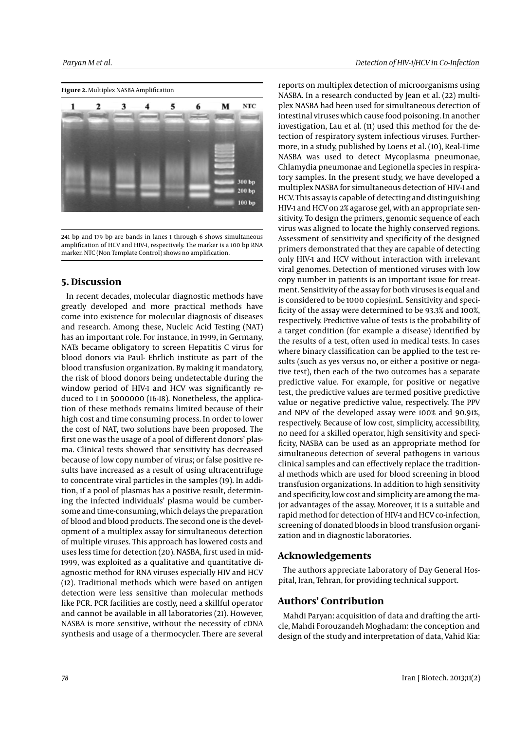**Figure 2.** Multiplex NASBA Amplification

241 bp and 179 bp are bands in lanes 1 through 6 shows simultaneous amplification of HCV and HIV-1, respectively. The marker is a 100 bp RNA marker. NTC (Non Template Control) shows no amplification.

## 5. Discussion

In recent decades, molecular diagnostic methods have greatly developed and more practical methods have come into existence for molecular diagnosis of diseases and research. Among these, Nucleic Acid Testing (NAT) has an important role. For instance, in 1999, in Germany, NATs became obligatory to screen Hepatitis C virus for blood donors via Paul- Ehrlich institute as part of the blood transfusion organization. By making it mandatory, the risk of blood donors being undetectable during the window period of HIV-1 and HCV was significantly reduced to 1 in 5000000 (16-18). Nonetheless, the application of these methods remains limited because of their high cost and time consuming process. In order to lower the cost of NAT, two solutions have been proposed. The first one was the usage of a pool of different donors' plasma. Clinical tests showed that sensitivity has decreased because of low copy number of virus; or false positive results have increased as a result of using ultracentrifuge to concentrate viral particles in the samples (19). In addition, if a pool of plasmas has a positive result, determining the infected individuals' plasma would be cumbersome and time-consuming, which delays the preparation of blood and blood products. The second one is the development of a multiplex assay for simultaneous detection of multiple viruses. This approach has lowered costs and uses less time for detection (20). NASBA, first used in mid-1999, was exploited as a qualitative and quantitative diagnostic method for RNA viruses especially HIV and HCV (12). Traditional methods which were based on antigen detection were less sensitive than molecular methods like PCR. PCR facilities are costly, need a skillful operator and cannot be available in all laboratories (21). However, NASBA is more sensitive, without the necessity of cDNA synthesis and usage of a thermocycler. There are several reports on multiplex detection of microorganisms using NASBA. In a research conducted by Jean et al. (22) multiplex NASBA had been used for simultaneous detection of intestinal viruses which cause food poisoning. In another investigation, Lau et al. (11) used this method for the detection of respiratory system infectious viruses. Furthermore, in a study, published by Loens et al. (10), Real-Time NASBA was used to detect Mycoplasma pneumonae, Chlamydia pneumonae and Legionella species in respiratory samples. In the present study, we have developed a multiplex NASBA for simultaneous detection of HIV-1 and HCV. This assay is capable of detecting and distinguishing HIV-1 and HCV on 2% agarose gel, with an appropriate sensitivity. To design the primers, genomic sequence of each virus was aligned to locate the highly conserved regions. Assessment of sensitivity and specificity of the designed primers demonstrated that they are capable of detecting only HIV-1 and HCV without interaction with irrelevant viral genomes. Detection of mentioned viruses with low copy number in patients is an important issue for treatment. Sensitivity of the assay for both viruses is equal and is considered to be 1000 copies/mL. Sensitivity and specificity of the assay were determined to be 93.3% and 100%, respectively. Predictive value of tests is the probability of a target condition (for example a disease) identified by the results of a test, often used in medical tests. In cases where binary classification can be applied to the test results (such as yes versus no, or either a positive or negative test), then each of the two outcomes has a separate predictive value. For example, for positive or negative test, the predictive values are termed positive predictive value or negative predictive value, respectively. The PPV and NPV of the developed assay were 100% and 90.91%, respectively. Because of low cost, simplicity, accessibility, no need for a skilled operator, high sensitivity and specificity, NASBA can be used as an appropriate method for simultaneous detection of several pathogens in various clinical samples and can effectively replace the traditional methods which are used for blood screening in blood transfusion organizations. In addition to high sensitivity and specificity, low cost and simplicity are among the major advantages of the assay. Moreover, it is a suitable and rapid method for detection of HIV-1 and HCV co-infection, screening of donated bloods in blood transfusion organization and in diagnostic laboratories.

## Acknowledgements

The authors appreciate Laboratory of Day General Hospital, Iran, Tehran, for providing technical support.

## Authors' Contribution

Mahdi Paryan: acquisition of data and drafting the article, Mahdi Forouzandeh Moghadam: the conception and design of the study and interpretation of data, Vahid Kia: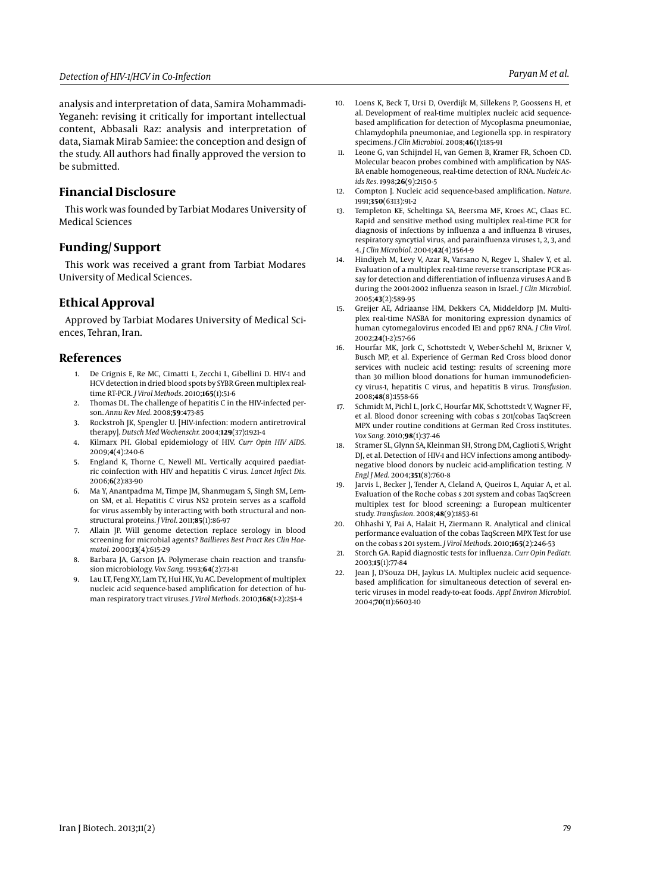analysis and interpretation of data, Samira Mohammadi-Yeganeh: revising it critically for important intellectual content, Abbasali Raz: analysis and interpretation of data, Siamak Mirab Samiee: the conception and design of the study. All authors had finally approved the version to be submitted.

## Financial Disclosure

This work was founded by Tarbiat Modares University of Medical Sciences

## Funding/ Support

This work was received a grant from Tarbiat Modares University of Medical Sciences.

## Ethical Approval

Approved by Tarbiat Modares University of Medical Sciences, Tehran, Iran.

## References

1. De Crignis E, Re MC, Cimatti L, Zecchi L, Gibellini D. HIV-1 and HCV detection in dried blood spots by SYBR Green multiplex real-time RT-PCR. *J Virol Methods*. 2010;**165**(1):51-6
2. Thomas DL. The challenge of hepatitis C in the HIV-infected person. *Annu Rev Med*. 2008;**59**:473-85
3. Rockstroh JK, Spengler U. [HIV-infection: modern antiretroviral therapy]. *Dutsch Med Wochenschr.* 2004;**129**(37):1921-4
4. Kilmarx PH. Global epidemiology of HIV. *Curr Opin HIV AIDS*. 2009;**4**(4):240-6
5. England K, Thorne C, Newell ML. Vertically acquired paediatric coinfection with HIV and hepatitis C virus. *Lancet Infect Dis*. 2006;**6**(2):83-90
6. Ma Y, Anantpadma M, Timpe JM, Shanmugam S, Singh SM, Lemon SM, et al. Hepatitis C virus NS2 protein serves as a scaffold for virus assembly by interacting with both structural and nonstructural proteins. *J Virol*. 2011;**85**(1):86-97
7. Allain JP. Will genome detection replace serology in blood screening for microbial agents? *Baillieres Best Pract Res Clin Haematol*. 2000;**13**(4):615-29
8. Barbara JA, Garson JA. Polymerase chain reaction and transfusion microbiology. *Vox Sang*. 1993;**64**(2):73-81
9. Lau LT, Feng XY, Lam TY, Hui HK, Yu AC. Development of multiplex nucleic acid sequence-based amplification for detection of human respiratory tract viruses. *J Virol Methods*. 2010;**168**(1-2):251-4
10. Loens K, Beck T, Ursi D, Overdijk M, Sillekens P, Goossens H, et al. Development of real-time multiplex nucleic acid sequence-based amplification for detection of Mycoplasma pneumoniae, Chlamydophila pneumoniae, and Legionella spp. in respiratory specimens. *J Clin Microbiol*. 2008;**46**(1):185-91
11. Leone G, van Schijndel H, van Gemen B, Kramer FR, Schoen CD. Molecular beacon probes combined with amplification by NASBA enable homogeneous, real-time detection of RNA. *Nucleic Acids Res*. 1998;**26**(9):2150-5
12. Compton J. Nucleic acid sequence-based amplification. *Nature*. 1991;**350**(6313):91-2
13. Templeton KE, Scheltinga SA, Beersma MF, Kroes AC, Claas EC. Rapid and sensitive method using multiplex real-time PCR for diagnosis of infections by influenza a and influenza B viruses, respiratory syncytial virus, and parainfluenza viruses 1, 2, 3, and 4. *J Clin Microbiol*. 2004;**42**(4):1564-9
14. Hindiyeh M, Levy V, Azar R, Varsano N, Regev L, Shalev Y, et al. Evaluation of a multiplex real-time reverse transcriptase PCR assay for detection and differentiation of influenza viruses A and B during the 2001-2002 influenza season in Israel. *J Clin Microbiol*. 2005;**43**(2):589-95
15. Greijer AE, Adriaanse HM, Dekkers CA, Middeldorp JM. Multiplex real-time NASBA for monitoring expression dynamics of human cytomegalovirus encoded IE1 and pp67 RNA. *J Clin Virol*. 2002;**24**(1-2):57-66
16. Hourfar MK, Jork C, Schottstedt V, Weber-Schehl M, Brixner V, Busch MP, et al. Experience of German Red Cross blood donor services with nucleic acid testing: results of screening more than 30 million blood donations for human immunodeficiency virus-1, hepatitis C virus, and hepatitis B virus. *Transfusion*. 2008;**48**(8):1558-66
17. Schmidt M, Pichl L, Jork C, Hourfar MK, Schottstedt V, Wagner FF, et al. Blood donor screening with cobas s 201/cobas TaqScreen MPX under routine conditions at German Red Cross institutes. *Vox Sang*. 2010;**98**(1):37-46
18. Stramer SL, Glynn SA, Kleinman SH, Strong DM, Caglioti S, Wright DJ, et al. Detection of HIV-1 and HCV infections among antibody-negative blood donors by nucleic acid-amplification testing. *N Engl J Med*. 2004;**351**(8):760-8
19. Jarvis L, Becker J, Tender A, Cleland A, Queiros L, Aquiar A, et al. Evaluation of the Roche cobas s 201 system and cobas TaqScreen multiplex test for blood screening: a European multicenter study. *Transfusion*. 2008;**48**(9):1853-61
20. Ohhashi Y, Pai A, Halait H, Ziermann R. Analytical and clinical performance evaluation of the cobas TaqScreen MPX Test for use on the cobas s 201 system. *J Virol Methods*. 2010;**165**(2):246-53
21. Storch GA. Rapid diagnostic tests for influenza. *Curr Opin Pediatr.* 2003;**15**(1):77-84
22. Jean J, D'Souza DH, Jaykus LA. Multiplex nucleic acid sequence-based amplification for simultaneous detection of several enteric viruses in model ready-to-eat foods. *Appl Environ Microbiol*. 2004;**70**(11):6603-10